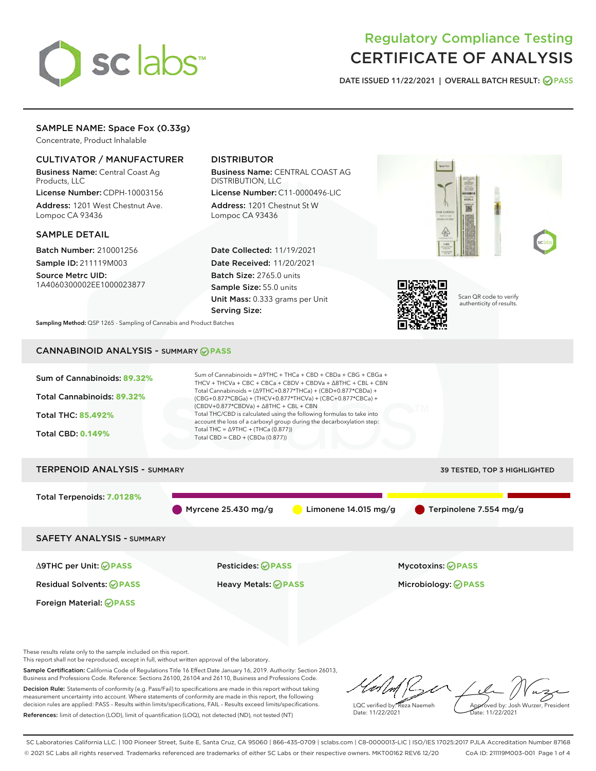# Regulatory Compliance Testing
# CERTIFICATE OF ANALYSIS

DATE ISSUED 11/22/2021 | OVERALL BATCH RESULT: PASS

## SAMPLE NAME: Space Fox (0.33g)

Concentrate, Product Inhalable

### CULTIVATOR / MANUFACTURER

**Business Name:** Central Coast Ag Products, LLC
**License Number:** CDPH-10003156
**Address:** 1201 West Chestnut Ave. Lompoc CA 93436

### DISTRIBUTOR

**Business Name:** CENTRAL COAST AG DISTRIBUTION, LLC
**License Number:** C11-0000496-LIC
**Address:** 1201 Chestnut St W Lompoc CA 93436

### SAMPLE DETAIL

**Batch Number:** 210001256
**Sample ID:** 211119M003
**Source Metrc UID:** 1A4060300002EE1000023877

**Date Collected:** 11/19/2021
**Date Received:** 11/20/2021
**Batch Size:** 2765.0 units
**Sample Size:** 55.0 units
**Unit Mass:** 0.333 grams per Unit
**Serving Size:**

Scan QR code to verify authenticity of results.

**Sampling Method:** QSP 1265 - Sampling of Cannabis and Product Batches

## CANNABINOID ANALYSIS - SUMMARY PASS

Sum of Cannabinoids: **89.32%**
Total Cannabinoids: **89.32%**
Total THC: **85.492%**
Total CBD: **0.149%**

Sum of Cannabinoids = Δ9THC + THCa + CBD + CBDa + CBG + CBGa + THCV + THCVa + CBC + CBCa + CBDV + CBDVa + Δ8THC + CBL + CBN
Total Cannabinoids = (Δ9THC+0.877*THCa) + (CBD+0.877*CBDa) + (CBG+0.877*CBGa) + (THCV+0.877*THCVa) + (CBC+0.877*CBCa) + (CBDV+0.877*CBDVa) + Δ8THC + CBL + CBN
Total THC/CBD is calculated using the following formulas to take into account the loss of a carboxyl group during the decarboxylation step:
Total THC = Δ9THC + (THCa (0.877))
Total CBD = CBD + (CBDa (0.877))

## TERPENOID ANALYSIS - SUMMARY

39 TESTED, TOP 3 HIGHLIGHTED

Total Terpenoids: **7.0128%**

Myrcene 25.430 mg/g | Limonene 14.015 mg/g | Terpinolene 7.554 mg/g

## SAFETY ANALYSIS - SUMMARY

| | | |
|---|---|---|
| Δ9THC per Unit: PASS | Pesticides: PASS | Mycotoxins: PASS |
| Residual Solvents: PASS | Heavy Metals: PASS | Microbiology: PASS |
| Foreign Material: PASS | | |

These results relate only to the sample included on this report.
This report shall not be reproduced, except in full, without written approval of the laboratory.

**Sample Certification:** California Code of Regulations Title 16 Effect Date January 16, 2019. Authority: Section 26013, Business and Professions Code. Reference: Sections 26100, 26104 and 26110, Business and Professions Code.

**Decision Rule:** Statements of conformity (e.g. Pass/Fail) to specifications are made in this report without taking measurement uncertainty into account. Where statements of conformity are made in this report, the following decision rules are applied: PASS - Results within limits/specifications, FAIL - Results exceed limits/specifications.

**References:** limit of detection (LOD), limit of quantification (LOQ), not detected (ND), not tested (NT)

LQC verified by: Reza Naemeh
Date: 11/22/2021

Approved by: Josh Wurzer, President
Date: 11/22/2021

SC Laboratories California LLC. | 100 Pioneer Street, Suite E, Santa Cruz, CA 95060 | 866-435-0709 | sclabs.com | C8-0000013-LIC | ISO/IES 17025:2017 PJLA Accreditation Number 87168
© 2021 SC Labs all rights reserved. Trademarks referenced are trademarks of either SC Labs or their respective owners. MKT00162 REV6 12/20 CoA ID: 211119M003-001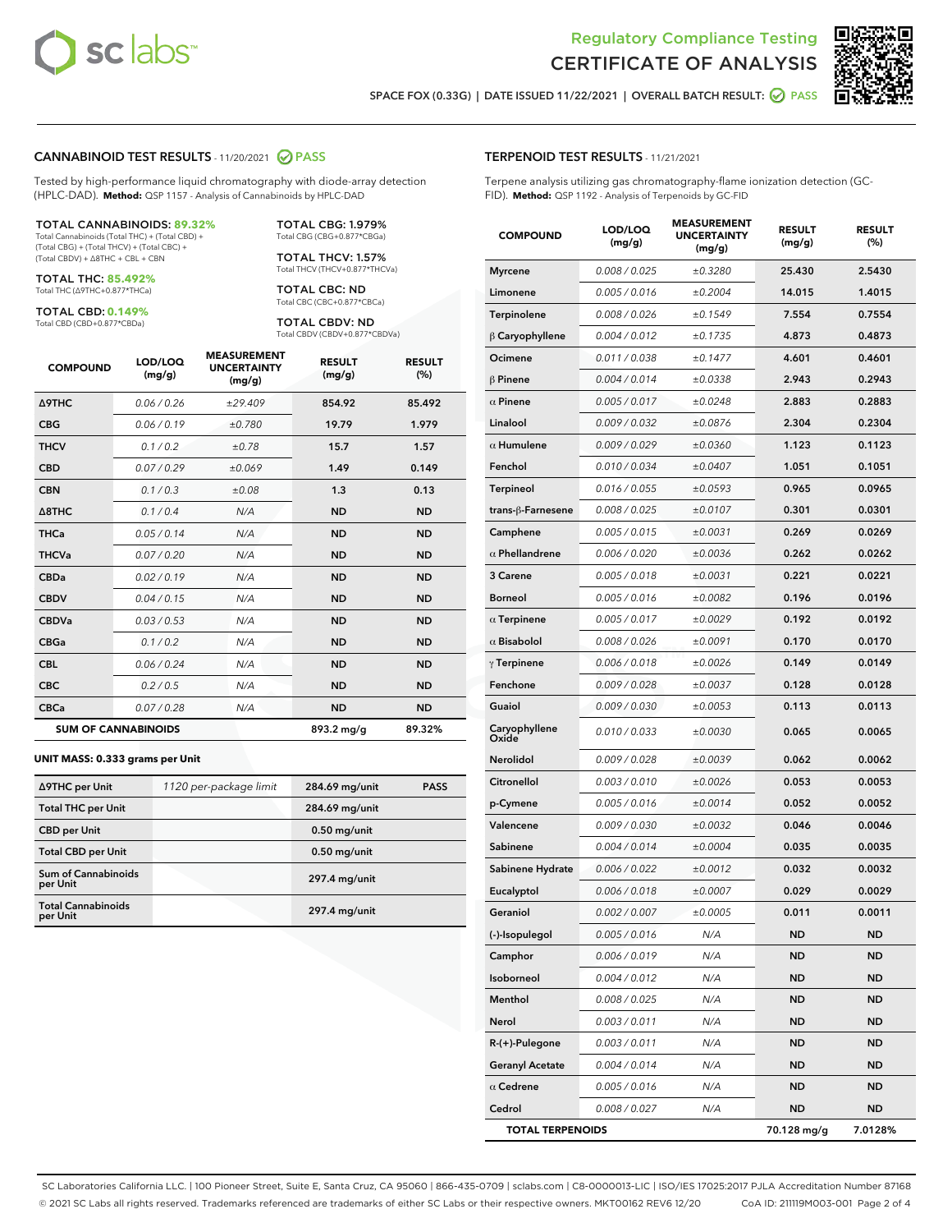# Regulatory Compliance Testing
# CERTIFICATE OF ANALYSIS

SPACE FOX (0.33G) | DATE ISSUED 11/22/2021 | OVERALL BATCH RESULT: PASS

## CANNABINOID TEST RESULTS - 11/20/2021 PASS

Tested by high-performance liquid chromatography with diode-array detection (HPLC-DAD). **Method:** QSP 1157 - Analysis of Cannabinoids by HPLC-DAD

**TOTAL CANNABINOIDS: 89.32%**
Total Cannabinoids (Total THC) + (Total CBD) + (Total CBG) + (Total THCV) + (Total CBC) + (Total CBDV) + Δ8THC + CBL + CBN

**TOTAL THC: 85.492%**
Total THC (Δ9THC+0.877*THCa)

**TOTAL CBD: 0.149%**
Total CBD (CBD+0.877*CBDa)

**TOTAL CBG: 1.979%**
Total CBG (CBG+0.877*CBGa)

**TOTAL THCV: 1.57%**
Total THCV (THCV+0.877*THCVa)

**TOTAL CBC: ND**
Total CBC (CBC+0.877*CBCa)

**TOTAL CBDV: ND**
Total CBDV (CBDV+0.877*CBDVa)

| COMPOUND | LOD/LOQ (mg/g) | MEASUREMENT UNCERTAINTY (mg/g) | RESULT (mg/g) | RESULT (%) |
|---|---|---|---|---|
| Δ9THC | 0.06 / 0.26 | ±29.409 | 854.92 | 85.492 |
| CBG | 0.06 / 0.19 | ±0.780 | 19.79 | 1.979 |
| THCV | 0.1 / 0.2 | ±0.78 | 15.7 | 1.57 |
| CBD | 0.07 / 0.29 | ±0.069 | 1.49 | 0.149 |
| CBN | 0.1 / 0.3 | ±0.08 | 1.3 | 0.13 |
| Δ8THC | 0.1 / 0.4 | N/A | ND | ND |
| THCa | 0.05 / 0.14 | N/A | ND | ND |
| THCVa | 0.07 / 0.20 | N/A | ND | ND |
| CBDa | 0.02 / 0.19 | N/A | ND | ND |
| CBDV | 0.04 / 0.15 | N/A | ND | ND |
| CBDVa | 0.03 / 0.53 | N/A | ND | ND |
| CBGa | 0.1 / 0.2 | N/A | ND | ND |
| CBL | 0.06 / 0.24 | N/A | ND | ND |
| CBC | 0.2 / 0.5 | N/A | ND | ND |
| CBCa | 0.07 / 0.28 | N/A | ND | ND |
| **SUM OF CANNABINOIDS** | | | 893.2 mg/g | 89.32% |

**UNIT MASS: 0.333 grams per Unit**

| | | | |
|---|---|---|---|
| Δ9THC per Unit | 1120 per-package limit | 284.69 mg/unit | PASS |
| Total THC per Unit | | 284.69 mg/unit | |
| CBD per Unit | | 0.50 mg/unit | |
| Total CBD per Unit | | 0.50 mg/unit | |
| Sum of Cannabinoids per Unit | | 297.4 mg/unit | |
| Total Cannabinoids per Unit | | 297.4 mg/unit | |

## TERPENOID TEST RESULTS - 11/21/2021

Terpene analysis utilizing gas chromatography-flame ionization detection (GC-FID). **Method:** QSP 1192 - Analysis of Terpenoids by GC-FID

| COMPOUND | LOD/LOQ (mg/g) | MEASUREMENT UNCERTAINTY (mg/g) | RESULT (mg/g) | RESULT (%) |
|---|---|---|---|---|
| Myrcene | 0.008 / 0.025 | ±0.3280 | 25.430 | 2.5430 |
| Limonene | 0.005 / 0.016 | ±0.2004 | 14.015 | 1.4015 |
| Terpinolene | 0.008 / 0.026 | ±0.1549 | 7.554 | 0.7554 |
| β Caryophyllene | 0.004 / 0.012 | ±0.1735 | 4.873 | 0.4873 |
| Ocimene | 0.011 / 0.038 | ±0.1477 | 4.601 | 0.4601 |
| β Pinene | 0.004 / 0.014 | ±0.0338 | 2.943 | 0.2943 |
| α Pinene | 0.005 / 0.017 | ±0.0248 | 2.883 | 0.2883 |
| Linalool | 0.009 / 0.032 | ±0.0876 | 2.304 | 0.2304 |
| α Humulene | 0.009 / 0.029 | ±0.0360 | 1.123 | 0.1123 |
| Fenchol | 0.010 / 0.034 | ±0.0407 | 1.051 | 0.1051 |
| Terpineol | 0.016 / 0.055 | ±0.0593 | 0.965 | 0.0965 |
| trans-β-Farnesene | 0.008 / 0.025 | ±0.0107 | 0.301 | 0.0301 |
| Camphene | 0.005 / 0.015 | ±0.0031 | 0.269 | 0.0269 |
| α Phellandrene | 0.006 / 0.020 | ±0.0036 | 0.262 | 0.0262 |
| 3 Carene | 0.005 / 0.018 | ±0.0031 | 0.221 | 0.0221 |
| Borneol | 0.005 / 0.016 | ±0.0082 | 0.196 | 0.0196 |
| α Terpinene | 0.005 / 0.017 | ±0.0029 | 0.192 | 0.0192 |
| α Bisabolol | 0.008 / 0.026 | ±0.0091 | 0.170 | 0.0170 |
| γ Terpinene | 0.006 / 0.018 | ±0.0026 | 0.149 | 0.0149 |
| Fenchone | 0.009 / 0.028 | ±0.0037 | 0.128 | 0.0128 |
| Guaiol | 0.009 / 0.030 | ±0.0053 | 0.113 | 0.0113 |
| Caryophyllene Oxide | 0.010 / 0.033 | ±0.0030 | 0.065 | 0.0065 |
| Nerolidol | 0.009 / 0.028 | ±0.0039 | 0.062 | 0.0062 |
| Citronellol | 0.003 / 0.010 | ±0.0026 | 0.053 | 0.0053 |
| p-Cymene | 0.005 / 0.016 | ±0.0014 | 0.052 | 0.0052 |
| Valencene | 0.009 / 0.030 | ±0.0032 | 0.046 | 0.0046 |
| Sabinene | 0.004 / 0.014 | ±0.0004 | 0.035 | 0.0035 |
| Sabinene Hydrate | 0.006 / 0.022 | ±0.0012 | 0.032 | 0.0032 |
| Eucalyptol | 0.006 / 0.018 | ±0.0007 | 0.029 | 0.0029 |
| Geraniol | 0.002 / 0.007 | ±0.0005 | 0.011 | 0.0011 |
| (-)-Isopulegol | 0.005 / 0.016 | N/A | ND | ND |
| Camphor | 0.006 / 0.019 | N/A | ND | ND |
| Isoborneol | 0.004 / 0.012 | N/A | ND | ND |
| Menthol | 0.008 / 0.025 | N/A | ND | ND |
| Nerol | 0.003 / 0.011 | N/A | ND | ND |
| R-(+)-Pulegone | 0.003 / 0.011 | N/A | ND | ND |
| Geranyl Acetate | 0.004 / 0.014 | N/A | ND | ND |
| α Cedrene | 0.005 / 0.016 | N/A | ND | ND |
| Cedrol | 0.008 / 0.027 | N/A | ND | ND |
| **TOTAL TERPENOIDS** | | | 70.128 mg/g | 7.0128% |

SC Laboratories California LLC. | 100 Pioneer Street, Suite E, Santa Cruz, CA 95060 | 866-435-0709 | sclabs.com | C8-0000013-LIC | ISO/IES 17025:2017 PJLA Accreditation Number 87168
© 2021 SC Labs all rights reserved. Trademarks referenced are trademarks of either SC Labs or their respective owners. MKT00162 REV6 12/20 CoA ID: 211119M003-001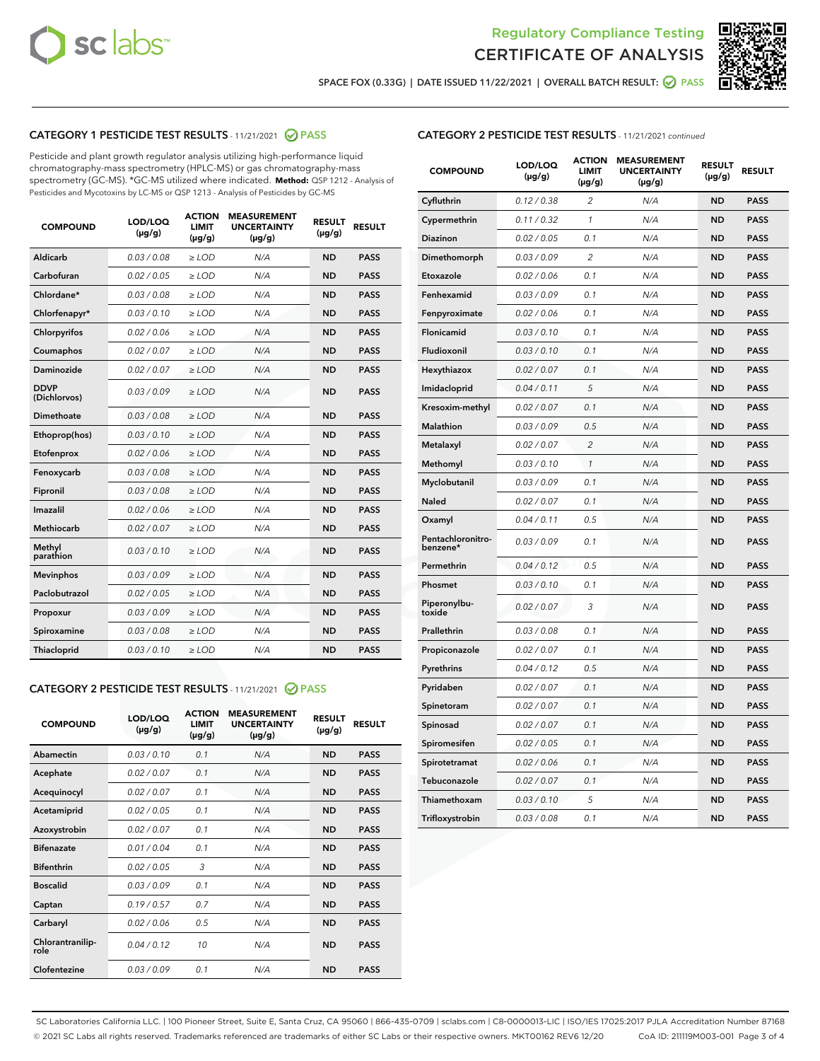Regulatory Compliance Testing
CERTIFICATE OF ANALYSIS

SPACE FOX (0.33G) | DATE ISSUED 11/22/2021 | OVERALL BATCH RESULT: PASS

## CATEGORY 1 PESTICIDE TEST RESULTS - 11/21/2021 PASS

Pesticide and plant growth regulator analysis utilizing high-performance liquid chromatography-mass spectrometry (HPLC-MS) or gas chromatography-mass spectrometry (GC-MS). *GC-MS utilized where indicated. **Method:** QSP 1212 - Analysis of Pesticides and Mycotoxins by LC-MS or QSP 1213 - Analysis of Pesticides by GC-MS

| COMPOUND | LOD/LOQ (µg/g) | ACTION LIMIT (µg/g) | MEASUREMENT UNCERTAINTY (µg/g) | RESULT (µg/g) | RESULT |
|---|---|---|---|---|---|
| Aldicarb | 0.03 / 0.08 | ≥ LOD | N/A | ND | PASS |
| Carbofuran | 0.02 / 0.05 | ≥ LOD | N/A | ND | PASS |
| Chlordane* | 0.03 / 0.08 | ≥ LOD | N/A | ND | PASS |
| Chlorfenapyr* | 0.03 / 0.10 | ≥ LOD | N/A | ND | PASS |
| Chlorpyrifos | 0.02 / 0.06 | ≥ LOD | N/A | ND | PASS |
| Coumaphos | 0.02 / 0.07 | ≥ LOD | N/A | ND | PASS |
| Daminozide | 0.02 / 0.07 | ≥ LOD | N/A | ND | PASS |
| DDVP (Dichlorvos) | 0.03 / 0.09 | ≥ LOD | N/A | ND | PASS |
| Dimethoate | 0.03 / 0.08 | ≥ LOD | N/A | ND | PASS |
| Ethoprop(hos) | 0.03 / 0.10 | ≥ LOD | N/A | ND | PASS |
| Etofenprox | 0.02 / 0.06 | ≥ LOD | N/A | ND | PASS |
| Fenoxycarb | 0.03 / 0.08 | ≥ LOD | N/A | ND | PASS |
| Fipronil | 0.03 / 0.08 | ≥ LOD | N/A | ND | PASS |
| Imazalil | 0.02 / 0.06 | ≥ LOD | N/A | ND | PASS |
| Methiocarb | 0.02 / 0.07 | ≥ LOD | N/A | ND | PASS |
| Methyl parathion | 0.03 / 0.10 | ≥ LOD | N/A | ND | PASS |
| Mevinphos | 0.03 / 0.09 | ≥ LOD | N/A | ND | PASS |
| Paclobutrazol | 0.02 / 0.05 | ≥ LOD | N/A | ND | PASS |
| Propoxur | 0.03 / 0.09 | ≥ LOD | N/A | ND | PASS |
| Spiroxamine | 0.03 / 0.08 | ≥ LOD | N/A | ND | PASS |
| Thiacloprid | 0.03 / 0.10 | ≥ LOD | N/A | ND | PASS |

## CATEGORY 2 PESTICIDE TEST RESULTS - 11/21/2021 PASS

| COMPOUND | LOD/LOQ (µg/g) | ACTION LIMIT (µg/g) | MEASUREMENT UNCERTAINTY (µg/g) | RESULT (µg/g) | RESULT |
|---|---|---|---|---|---|
| Abamectin | 0.03 / 0.10 | 0.1 | N/A | ND | PASS |
| Acephate | 0.02 / 0.07 | 0.1 | N/A | ND | PASS |
| Acequinocyl | 0.02 / 0.07 | 0.1 | N/A | ND | PASS |
| Acetamiprid | 0.02 / 0.05 | 0.1 | N/A | ND | PASS |
| Azoxystrobin | 0.02 / 0.07 | 0.1 | N/A | ND | PASS |
| Bifenazate | 0.01 / 0.04 | 0.1 | N/A | ND | PASS |
| Bifenthrin | 0.02 / 0.05 | 3 | N/A | ND | PASS |
| Boscalid | 0.03 / 0.09 | 0.1 | N/A | ND | PASS |
| Captan | 0.19 / 0.57 | 0.7 | N/A | ND | PASS |
| Carbaryl | 0.02 / 0.06 | 0.5 | N/A | ND | PASS |
| Chlorantraniliprole | 0.04 / 0.12 | 10 | N/A | ND | PASS |
| Clofentezine | 0.03 / 0.09 | 0.1 | N/A | ND | PASS |
| Cyfluthrin | 0.12 / 0.38 | 2 | N/A | ND | PASS |
| Cypermethrin | 0.11 / 0.32 | 1 | N/A | ND | PASS |
| Diazinon | 0.02 / 0.05 | 0.1 | N/A | ND | PASS |
| Dimethomorph | 0.03 / 0.09 | 2 | N/A | ND | PASS |
| Etoxazole | 0.02 / 0.06 | 0.1 | N/A | ND | PASS |
| Fenhexamid | 0.03 / 0.09 | 0.1 | N/A | ND | PASS |
| Fenpyroximate | 0.02 / 0.06 | 0.1 | N/A | ND | PASS |
| Flonicamid | 0.03 / 0.10 | 0.1 | N/A | ND | PASS |
| Fludioxonil | 0.03 / 0.10 | 0.1 | N/A | ND | PASS |
| Hexythiazox | 0.02 / 0.07 | 0.1 | N/A | ND | PASS |
| Imidacloprid | 0.04 / 0.11 | 5 | N/A | ND | PASS |
| Kresoxim-methyl | 0.02 / 0.07 | 0.1 | N/A | ND | PASS |
| Malathion | 0.03 / 0.09 | 0.5 | N/A | ND | PASS |
| Metalaxyl | 0.02 / 0.07 | 2 | N/A | ND | PASS |
| Methomyl | 0.03 / 0.10 | 1 | N/A | ND | PASS |
| Myclobutanil | 0.03 / 0.09 | 0.1 | N/A | ND | PASS |
| Naled | 0.02 / 0.07 | 0.1 | N/A | ND | PASS |
| Oxamyl | 0.04 / 0.11 | 0.5 | N/A | ND | PASS |
| Pentachloronitrobenzene* | 0.03 / 0.09 | 0.1 | N/A | ND | PASS |
| Permethrin | 0.04 / 0.12 | 0.5 | N/A | ND | PASS |
| Phosmet | 0.03 / 0.10 | 0.1 | N/A | ND | PASS |
| Piperonylbutoxide | 0.02 / 0.07 | 3 | N/A | ND | PASS |
| Prallethrin | 0.03 / 0.08 | 0.1 | N/A | ND | PASS |
| Propiconazole | 0.02 / 0.07 | 0.1 | N/A | ND | PASS |
| Pyrethrins | 0.04 / 0.12 | 0.5 | N/A | ND | PASS |
| Pyridaben | 0.02 / 0.07 | 0.1 | N/A | ND | PASS |
| Spinetoram | 0.02 / 0.07 | 0.1 | N/A | ND | PASS |
| Spinosad | 0.02 / 0.07 | 0.1 | N/A | ND | PASS |
| Spiromesifen | 0.02 / 0.05 | 0.1 | N/A | ND | PASS |
| Spirotetramat | 0.02 / 0.06 | 0.1 | N/A | ND | PASS |
| Tebuconazole | 0.02 / 0.07 | 0.1 | N/A | ND | PASS |
| Thiamethoxam | 0.03 / 0.10 | 5 | N/A | ND | PASS |
| Trifloxystrobin | 0.03 / 0.08 | 0.1 | N/A | ND | PASS |

SC Laboratories California LLC. | 100 Pioneer Street, Suite E, Santa Cruz, CA 95060 | 866-435-0709 | sclabs.com | C8-0000013-LIC | ISO/IES 17025:2017 PJLA Accreditation Number 87168
© 2021 SC Labs all rights reserved. Trademarks referenced are trademarks of either SC Labs or their respective owners. MKT00162 REV6 12/20 CoA ID: 211119M003-001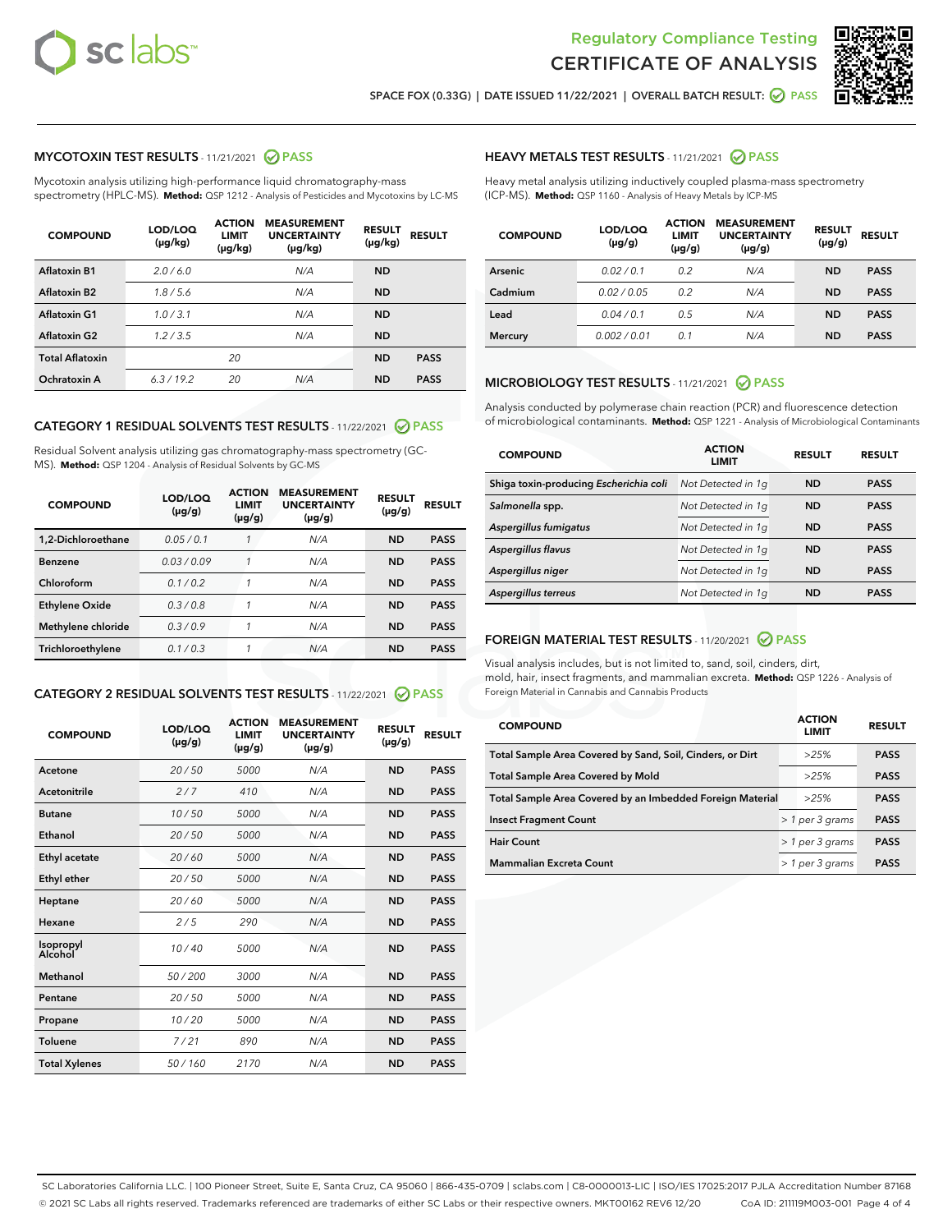Regulatory Compliance Testing
# CERTIFICATE OF ANALYSIS

SPACE FOX (0.33G) | DATE ISSUED 11/22/2021 | OVERALL BATCH RESULT: PASS

## MYCOTOXIN TEST RESULTS - 11/21/2021 PASS

Mycotoxin analysis utilizing high-performance liquid chromatography-mass spectrometry (HPLC-MS). **Method:** QSP 1212 - Analysis of Pesticides and Mycotoxins by LC-MS

| COMPOUND | LOD/LOQ (µg/kg) | ACTION LIMIT (µg/kg) | MEASUREMENT UNCERTAINTY (µg/kg) | RESULT (µg/kg) | RESULT |
|---|---|---|---|---|---|
| Aflatoxin B1 | 2.0 / 6.0 | | N/A | ND | |
| Aflatoxin B2 | 1.8 / 5.6 | | N/A | ND | |
| Aflatoxin G1 | 1.0 / 3.1 | | N/A | ND | |
| Aflatoxin G2 | 1.2 / 3.5 | | N/A | ND | |
| Total Aflatoxin | | 20 | | ND | PASS |
| Ochratoxin A | 6.3 / 19.2 | 20 | N/A | ND | PASS |

## CATEGORY 1 RESIDUAL SOLVENTS TEST RESULTS - 11/22/2021 PASS

Residual Solvent analysis utilizing gas chromatography-mass spectrometry (GC-MS). **Method:** QSP 1204 - Analysis of Residual Solvents by GC-MS

| COMPOUND | LOD/LOQ (µg/g) | ACTION LIMIT (µg/g) | MEASUREMENT UNCERTAINTY (µg/g) | RESULT (µg/g) | RESULT |
|---|---|---|---|---|---|
| 1,2-Dichloroethane | 0.05 / 0.1 | 1 | N/A | ND | PASS |
| Benzene | 0.03 / 0.09 | 1 | N/A | ND | PASS |
| Chloroform | 0.1 / 0.2 | 1 | N/A | ND | PASS |
| Ethylene Oxide | 0.3 / 0.8 | 1 | N/A | ND | PASS |
| Methylene chloride | 0.3 / 0.9 | 1 | N/A | ND | PASS |
| Trichloroethylene | 0.1 / 0.3 | 1 | N/A | ND | PASS |

## CATEGORY 2 RESIDUAL SOLVENTS TEST RESULTS - 11/22/2021 PASS

| COMPOUND | LOD/LOQ (µg/g) | ACTION LIMIT (µg/g) | MEASUREMENT UNCERTAINTY (µg/g) | RESULT (µg/g) | RESULT |
|---|---|---|---|---|---|
| Acetone | 20 / 50 | 5000 | N/A | ND | PASS |
| Acetonitrile | 2 / 7 | 410 | N/A | ND | PASS |
| Butane | 10 / 50 | 5000 | N/A | ND | PASS |
| Ethanol | 20 / 50 | 5000 | N/A | ND | PASS |
| Ethyl acetate | 20 / 60 | 5000 | N/A | ND | PASS |
| Ethyl ether | 20 / 50 | 5000 | N/A | ND | PASS |
| Heptane | 20 / 60 | 5000 | N/A | ND | PASS |
| Hexane | 2 / 5 | 290 | N/A | ND | PASS |
| Isopropyl Alcohol | 10 / 40 | 5000 | N/A | ND | PASS |
| Methanol | 50 / 200 | 3000 | N/A | ND | PASS |
| Pentane | 20 / 50 | 5000 | N/A | ND | PASS |
| Propane | 10 / 20 | 5000 | N/A | ND | PASS |
| Toluene | 7 / 21 | 890 | N/A | ND | PASS |
| Total Xylenes | 50 / 160 | 2170 | N/A | ND | PASS |

## HEAVY METALS TEST RESULTS - 11/21/2021 PASS

Heavy metal analysis utilizing inductively coupled plasma-mass spectrometry (ICP-MS). **Method:** QSP 1160 - Analysis of Heavy Metals by ICP-MS

| COMPOUND | LOD/LOQ (µg/g) | ACTION LIMIT (µg/g) | MEASUREMENT UNCERTAINTY (µg/g) | RESULT (µg/g) | RESULT |
|---|---|---|---|---|---|
| Arsenic | 0.02 / 0.1 | 0.2 | N/A | ND | PASS |
| Cadmium | 0.02 / 0.05 | 0.2 | N/A | ND | PASS |
| Lead | 0.04 / 0.1 | 0.5 | N/A | ND | PASS |
| Mercury | 0.002 / 0.01 | 0.1 | N/A | ND | PASS |

## MICROBIOLOGY TEST RESULTS - 11/21/2021 PASS

Analysis conducted by polymerase chain reaction (PCR) and fluorescence detection of microbiological contaminants. **Method:** QSP 1221 - Analysis of Microbiological Contaminants

| COMPOUND | ACTION LIMIT | RESULT | RESULT |
|---|---|---|---|
| Shiga toxin-producing *Escherichia coli* | Not Detected in 1g | ND | PASS |
| *Salmonella* spp. | Not Detected in 1g | ND | PASS |
| *Aspergillus fumigatus* | Not Detected in 1g | ND | PASS |
| *Aspergillus flavus* | Not Detected in 1g | ND | PASS |
| *Aspergillus niger* | Not Detected in 1g | ND | PASS |
| *Aspergillus terreus* | Not Detected in 1g | ND | PASS |

## FOREIGN MATERIAL TEST RESULTS - 11/20/2021 PASS

Visual analysis includes, but is not limited to, sand, soil, cinders, dirt, mold, hair, insect fragments, and mammalian excreta. **Method:** QSP 1226 - Analysis of Foreign Material in Cannabis and Cannabis Products

| COMPOUND | ACTION LIMIT | RESULT |
|---|---|---|
| Total Sample Area Covered by Sand, Soil, Cinders, or Dirt | >25% | PASS |
| Total Sample Area Covered by Mold | >25% | PASS |
| Total Sample Area Covered by an Imbedded Foreign Material | >25% | PASS |
| Insect Fragment Count | > 1 per 3 grams | PASS |
| Hair Count | > 1 per 3 grams | PASS |
| Mammalian Excreta Count | > 1 per 3 grams | PASS |

SC Laboratories California LLC. | 100 Pioneer Street, Suite E, Santa Cruz, CA 95060 | 866-435-0709 | sclabs.com | C8-0000013-LIC | ISO/IES 17025:2017 PJLA Accreditation Number 87168
© 2021 SC Labs all rights reserved. Trademarks referenced are trademarks of either SC Labs or their respective owners. MKT00162 REV6 12/20 CoA ID: 211119M003-001